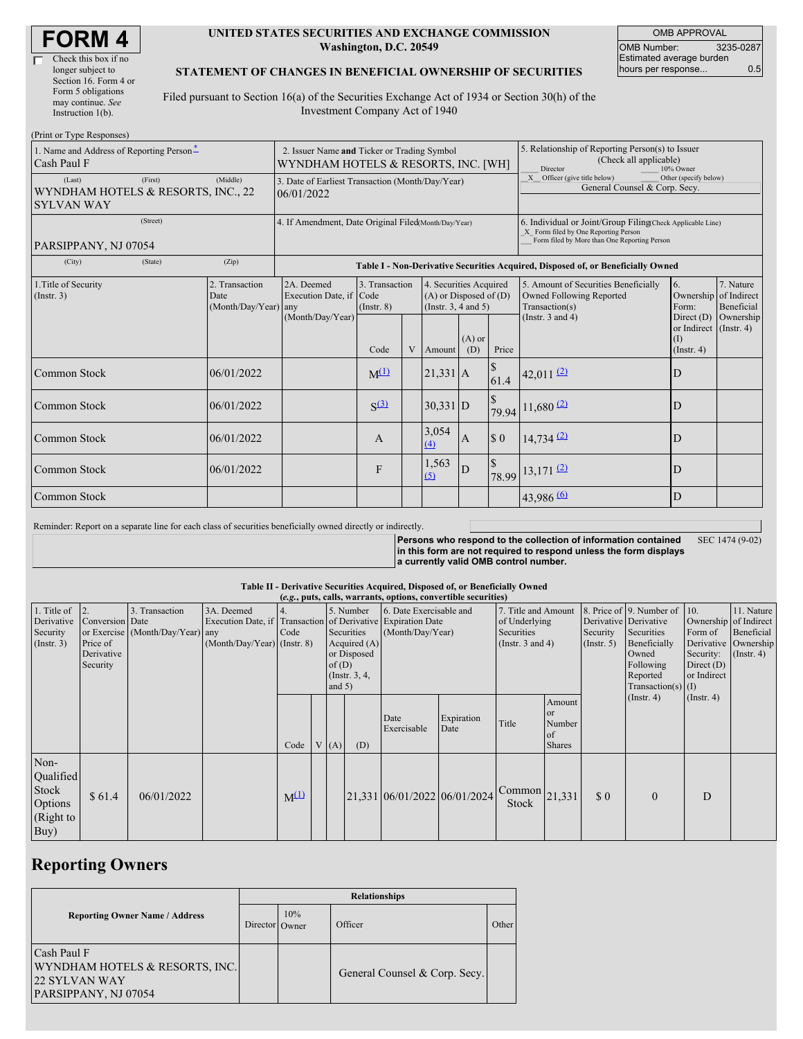# FORM 4

☐ Check this box if no longer subject to Section 16. Form 4 or Form 5 obligations may continue. *See* Instruction 1(b).

**UNITED STATES SECURITIES AND EXCHANGE COMMISSION**
**Washington, D.C. 20549**

**STATEMENT OF CHANGES IN BENEFICIAL OWNERSHIP OF SECURITIES**

Filed pursuant to Section 16(a) of the Securities Exchange Act of 1934 or Section 30(h) of the Investment Company Act of 1940

| OMB APPROVAL | |
|---|---|
| OMB Number: | 3235-0287 |
| Estimated average burden hours per response... | 0.5 |

(Print or Type Responses)

1. Name and Address of Reporting Person*
Cash Paul F
(Last) (First) (Middle)
WYNDHAM HOTELS & RESORTS, INC., 22 SYLVAN WAY
(Street)
PARSIPPANY, NJ 07054
(City) (State) (Zip)

2. Issuer Name **and** Ticker or Trading Symbol
WYNDHAM HOTELS & RESORTS, INC. [WH]

3. Date of Earliest Transaction (Month/Day/Year)
06/01/2022

4. If Amendment, Date Original Filed (Month/Day/Year)

5. Relationship of Reporting Person(s) to Issuer (Check all applicable)
___ Director ___ 10% Owner
_X_ Officer (give title below) ___ Other (specify below)
General Counsel & Corp. Secy.

6. Individual or Joint/Group Filing (Check Applicable Line)
_X_ Form filed by One Reporting Person
___ Form filed by More than One Reporting Person

**Table I - Non-Derivative Securities Acquired, Disposed of, or Beneficially Owned**

| 1.Title of Security (Instr. 3) | 2. Transaction Date (Month/Day/Year) | 2A. Deemed Execution Date, if any (Month/Day/Year) | 3. Transaction Code (Instr. 8) Code | V | 4. Securities Acquired (A) or Disposed of (D) (Instr. 3, 4 and 5) Amount | (A) or (D) | Price | 5. Amount of Securities Beneficially Owned Following Reported Transaction(s) (Instr. 3 and 4) | 6. Ownership Form: Direct (D) or Indirect (I) (Instr. 4) | 7. Nature of Indirect Beneficial Ownership (Instr. 4) |
|---|---|---|---|---|---|---|---|---|---|---|
| Common Stock | 06/01/2022 | | M[(1)] | | 21,331 | A | $ 61.4 | 42,011 [(2)] | D | |
| Common Stock | 06/01/2022 | | S[(3)] | | 30,331 | D | $ 79.94 | 11,680 [(2)] | D | |
| Common Stock | 06/01/2022 | | A | | 3,054 [(4)] | A | $ 0 | 14,734 [(2)] | D | |
| Common Stock | 06/01/2022 | | F | | 1,563 [(5)] | D | $ 78.99 | 13,171 [(2)] | D | |
| Common Stock | | | | | | | | 43,986 [(6)] | D | |

Reminder: Report on a separate line for each class of securities beneficially owned directly or indirectly.

**Persons who respond to the collection of information contained in this form are not required to respond unless the form displays a currently valid OMB control number.** SEC 1474 (9-02)

**Table II - Derivative Securities Acquired, Disposed of, or Beneficially Owned**
**(*e.g.*, puts, calls, warrants, options, convertible securities)**

| 1. Title of Derivative Security (Instr. 3) | 2. Conversion or Exercise Price of Derivative Security | 3. Transaction Date (Month/Day/Year) | 3A. Deemed Execution Date, if any (Month/Day/Year) | 4. Transaction Code (Instr. 8) Code | V | 5. Number of Derivative Securities Acquired (A) or Disposed of (D) (Instr. 3, 4, and 5) (A) | (D) | 6. Date Exercisable and Expiration Date (Month/Day/Year) Date Exercisable | Expiration Date | 7. Title and Amount of Underlying Securities (Instr. 3 and 4) Title | Amount or Number of Shares | 8. Price of Derivative Security (Instr. 5) | 9. Number of Derivative Securities Beneficially Owned Following Reported Transaction(s) (Instr. 4) | 10. Ownership Form of Derivative Security: Direct (D) or Indirect (I) (Instr. 4) | 11. Nature of Indirect Beneficial Ownership (Instr. 4) |
|---|---|---|---|---|---|---|---|---|---|---|---|---|---|---|---|
| Non-Qualified Stock Options (Right to Buy) | $ 61.4 | 06/01/2022 | | M[(1)] | | | 21,331 | 06/01/2022 | 06/01/2024 | Common Stock | 21,331 | $ 0 | 0 | D | |

## Reporting Owners

| Reporting Owner Name / Address | Relationships | | | |
|---|---|---|---|---|
| | Director | 10% Owner | Officer | Other |
| Cash Paul F<br>WYNDHAM HOTELS & RESORTS, INC.<br>22 SYLVAN WAY<br>PARSIPPANY, NJ 07054 | | | General Counsel & Corp. Secy. | |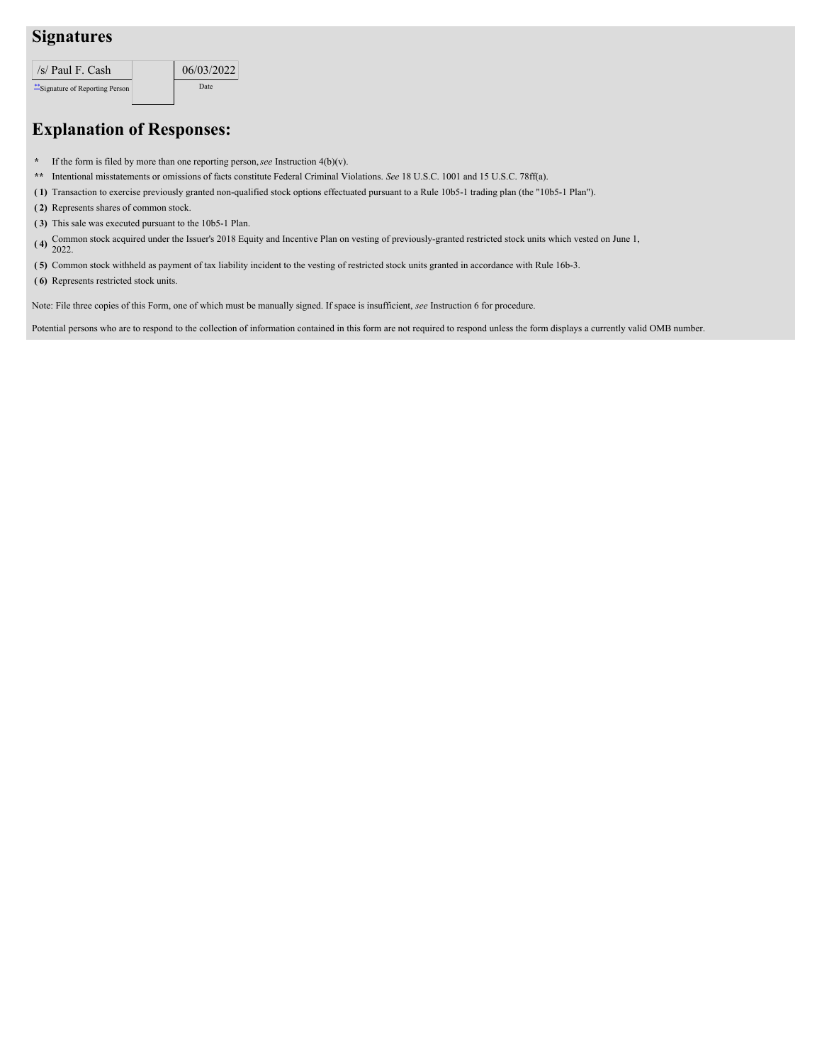## Signatures

| | | |
|---|---|---|
| /s/ Paul F. Cash | | 06/03/2022 |
| ** Signature of Reporting Person | | Date |

## Explanation of Responses:

- \* If the form is filed by more than one reporting person, *see* Instruction 4(b)(v).
- \*\* Intentional misstatements or omissions of facts constitute Federal Criminal Violations. *See* 18 U.S.C. 1001 and 15 U.S.C. 78ff(a).
- ( 1) Transaction to exercise previously granted non-qualified stock options effectuated pursuant to a Rule 10b5-1 trading plan (the "10b5-1 Plan").
- ( 2) Represents shares of common stock.
- ( 3) This sale was executed pursuant to the 10b5-1 Plan.
- ( 4) Common stock acquired under the Issuer's 2018 Equity and Incentive Plan on vesting of previously-granted restricted stock units which vested on June 1, 2022.
- ( 5) Common stock withheld as payment of tax liability incident to the vesting of restricted stock units granted in accordance with Rule 16b-3.
- ( 6) Represents restricted stock units.

Note: File three copies of this Form, one of which must be manually signed. If space is insufficient, *see* Instruction 6 for procedure.

Potential persons who are to respond to the collection of information contained in this form are not required to respond unless the form displays a currently valid OMB number.